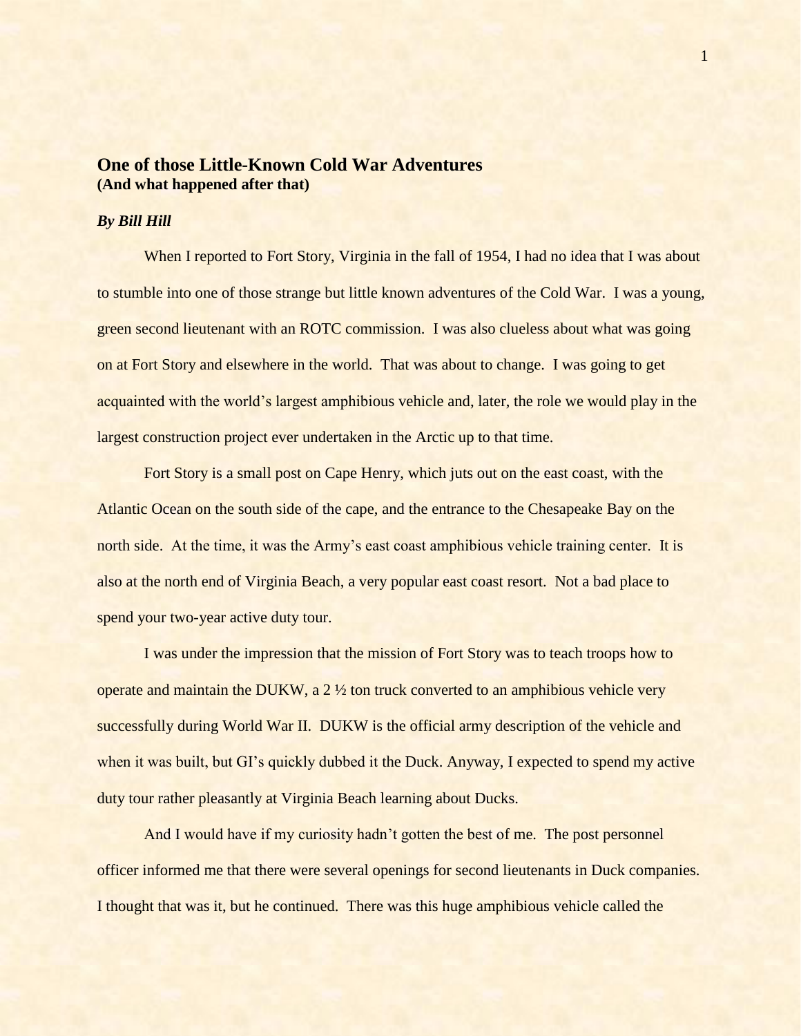# One of those Little-Known Cold War Adventures
**(And what happened after that)**

***By Bill Hill***

When I reported to Fort Story, Virginia in the fall of 1954, I had no idea that I was about to stumble into one of those strange but little known adventures of the Cold War. I was a young, green second lieutenant with an ROTC commission. I was also clueless about what was going on at Fort Story and elsewhere in the world. That was about to change. I was going to get acquainted with the world's largest amphibious vehicle and, later, the role we would play in the largest construction project ever undertaken in the Arctic up to that time.

Fort Story is a small post on Cape Henry, which juts out on the east coast, with the Atlantic Ocean on the south side of the cape, and the entrance to the Chesapeake Bay on the north side. At the time, it was the Army's east coast amphibious vehicle training center. It is also at the north end of Virginia Beach, a very popular east coast resort. Not a bad place to spend your two-year active duty tour.

I was under the impression that the mission of Fort Story was to teach troops how to operate and maintain the DUKW, a 2 ½ ton truck converted to an amphibious vehicle very successfully during World War II. DUKW is the official army description of the vehicle and when it was built, but GI's quickly dubbed it the Duck. Anyway, I expected to spend my active duty tour rather pleasantly at Virginia Beach learning about Ducks.

And I would have if my curiosity hadn't gotten the best of me. The post personnel officer informed me that there were several openings for second lieutenants in Duck companies. I thought that was it, but he continued. There was this huge amphibious vehicle called the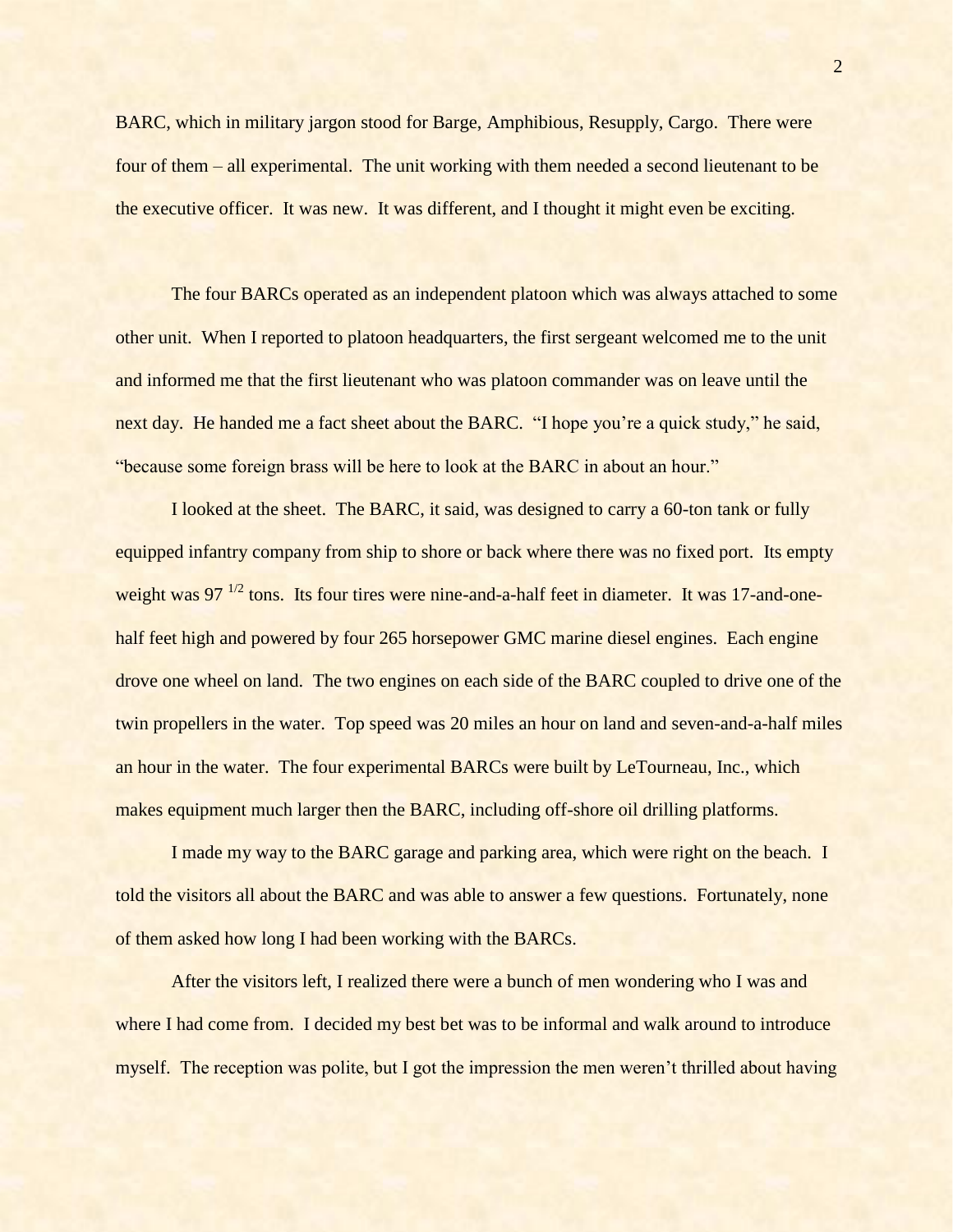BARC, which in military jargon stood for Barge, Amphibious, Resupply, Cargo. There were four of them – all experimental. The unit working with them needed a second lieutenant to be the executive officer. It was new. It was different, and I thought it might even be exciting.

The four BARCs operated as an independent platoon which was always attached to some other unit. When I reported to platoon headquarters, the first sergeant welcomed me to the unit and informed me that the first lieutenant who was platoon commander was on leave until the next day. He handed me a fact sheet about the BARC. "I hope you're a quick study," he said, "because some foreign brass will be here to look at the BARC in about an hour."

I looked at the sheet. The BARC, it said, was designed to carry a 60-ton tank or fully equipped infantry company from ship to shore or back where there was no fixed port. Its empty weight was 97 $^{1/2}$ tons. Its four tires were nine-and-a-half feet in diameter. It was 17-and-one-half feet high and powered by four 265 horsepower GMC marine diesel engines. Each engine drove one wheel on land. The two engines on each side of the BARC coupled to drive one of the twin propellers in the water. Top speed was 20 miles an hour on land and seven-and-a-half miles an hour in the water. The four experimental BARCs were built by LeTourneau, Inc., which makes equipment much larger then the BARC, including off-shore oil drilling platforms.

I made my way to the BARC garage and parking area, which were right on the beach. I told the visitors all about the BARC and was able to answer a few questions. Fortunately, none of them asked how long I had been working with the BARCs.

After the visitors left, I realized there were a bunch of men wondering who I was and where I had come from. I decided my best bet was to be informal and walk around to introduce myself. The reception was polite, but I got the impression the men weren't thrilled about having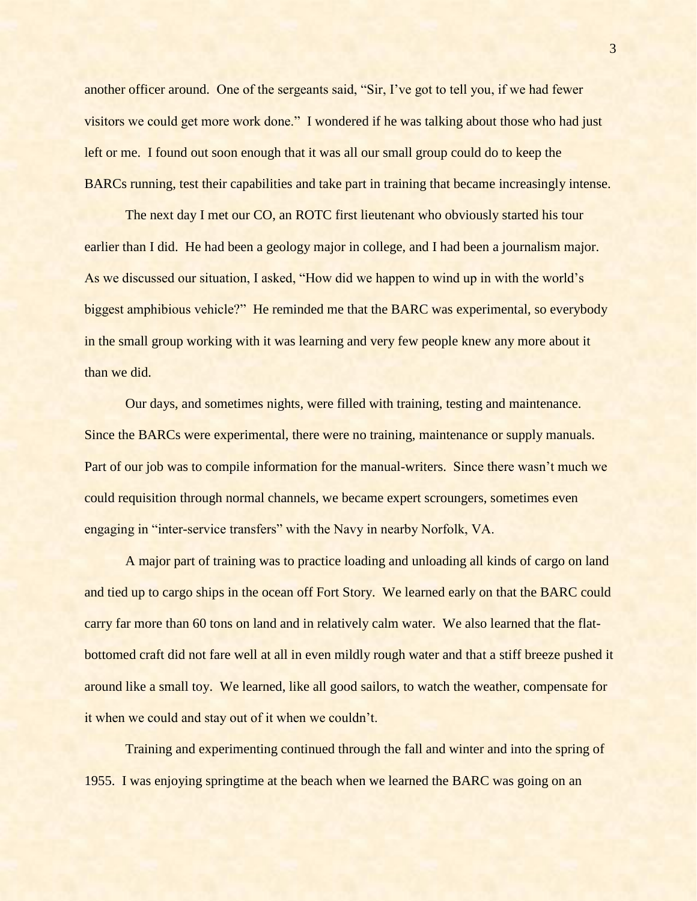another officer around. One of the sergeants said, "Sir, I've got to tell you, if we had fewer visitors we could get more work done." I wondered if he was talking about those who had just left or me. I found out soon enough that it was all our small group could do to keep the BARCs running, test their capabilities and take part in training that became increasingly intense.

The next day I met our CO, an ROTC first lieutenant who obviously started his tour earlier than I did. He had been a geology major in college, and I had been a journalism major. As we discussed our situation, I asked, "How did we happen to wind up in with the world's biggest amphibious vehicle?" He reminded me that the BARC was experimental, so everybody in the small group working with it was learning and very few people knew any more about it than we did.

Our days, and sometimes nights, were filled with training, testing and maintenance. Since the BARCs were experimental, there were no training, maintenance or supply manuals. Part of our job was to compile information for the manual-writers. Since there wasn't much we could requisition through normal channels, we became expert scroungers, sometimes even engaging in "inter-service transfers" with the Navy in nearby Norfolk, VA.

A major part of training was to practice loading and unloading all kinds of cargo on land and tied up to cargo ships in the ocean off Fort Story. We learned early on that the BARC could carry far more than 60 tons on land and in relatively calm water. We also learned that the flat-bottomed craft did not fare well at all in even mildly rough water and that a stiff breeze pushed it around like a small toy. We learned, like all good sailors, to watch the weather, compensate for it when we could and stay out of it when we couldn't.

Training and experimenting continued through the fall and winter and into the spring of 1955. I was enjoying springtime at the beach when we learned the BARC was going on an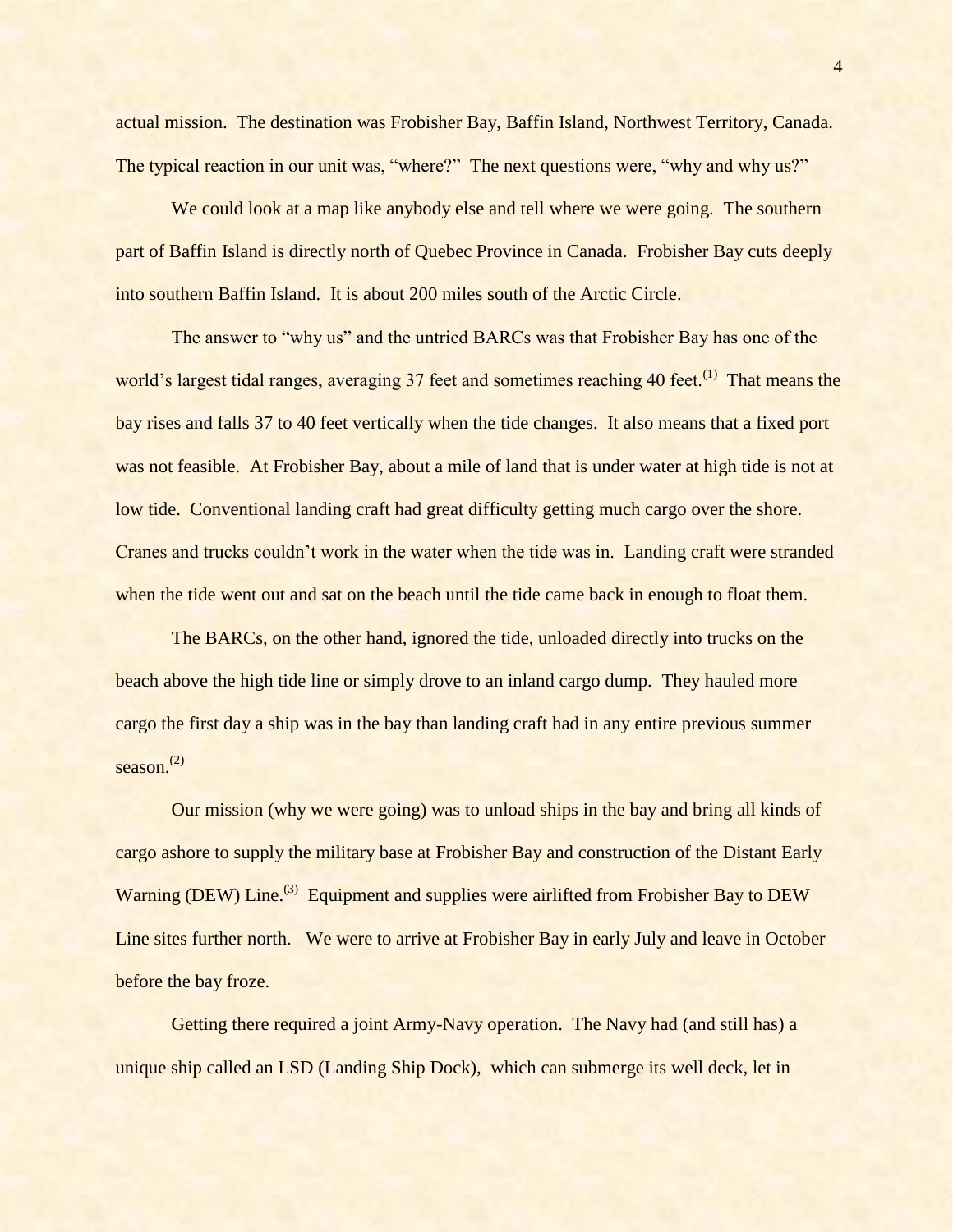actual mission. The destination was Frobisher Bay, Baffin Island, Northwest Territory, Canada. The typical reaction in our unit was, "where?" The next questions were, "why and why us?"

We could look at a map like anybody else and tell where we were going. The southern part of Baffin Island is directly north of Quebec Province in Canada. Frobisher Bay cuts deeply into southern Baffin Island. It is about 200 miles south of the Arctic Circle.

The answer to "why us" and the untried BARCs was that Frobisher Bay has one of the world's largest tidal ranges, averaging 37 feet and sometimes reaching 40 feet.[1] That means the bay rises and falls 37 to 40 feet vertically when the tide changes. It also means that a fixed port was not feasible. At Frobisher Bay, about a mile of land that is under water at high tide is not at low tide. Conventional landing craft had great difficulty getting much cargo over the shore. Cranes and trucks couldn't work in the water when the tide was in. Landing craft were stranded when the tide went out and sat on the beach until the tide came back in enough to float them.

The BARCs, on the other hand, ignored the tide, unloaded directly into trucks on the beach above the high tide line or simply drove to an inland cargo dump. They hauled more cargo the first day a ship was in the bay than landing craft had in any entire previous summer season.[2]

Our mission (why we were going) was to unload ships in the bay and bring all kinds of cargo ashore to supply the military base at Frobisher Bay and construction of the Distant Early Warning (DEW) Line.[3] Equipment and supplies were airlifted from Frobisher Bay to DEW Line sites further north. We were to arrive at Frobisher Bay in early July and leave in October – before the bay froze.

Getting there required a joint Army-Navy operation. The Navy had (and still has) a unique ship called an LSD (Landing Ship Dock), which can submerge its well deck, let in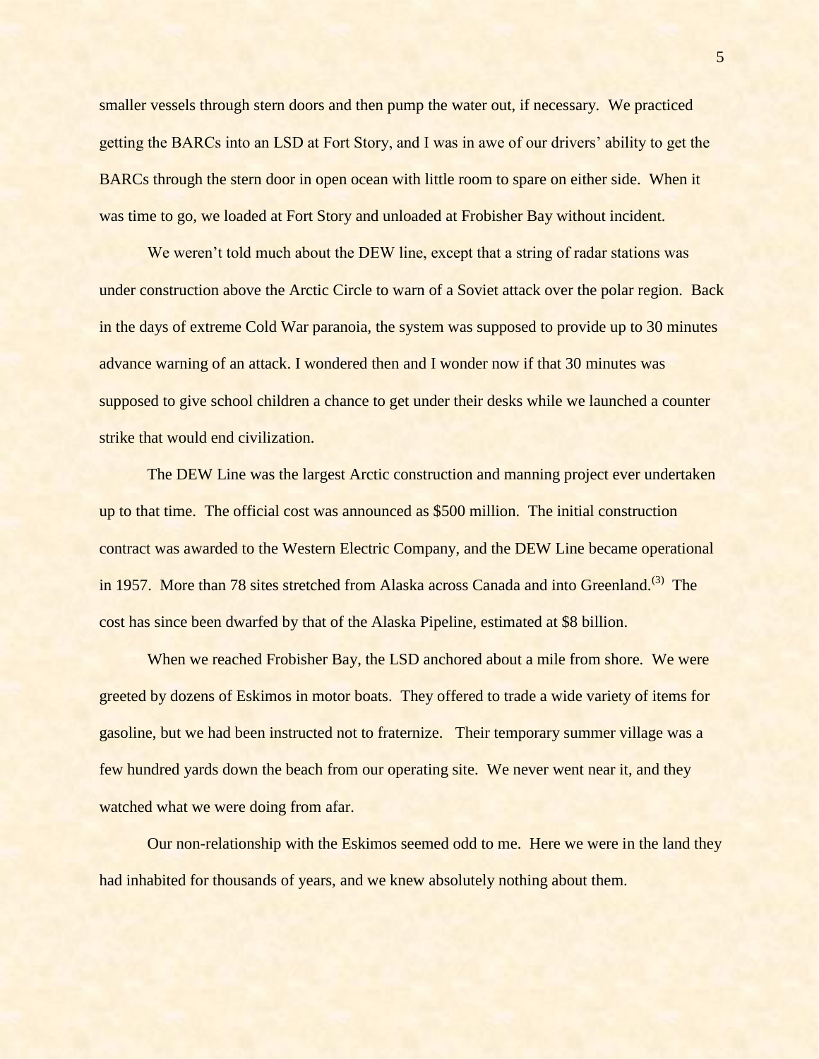smaller vessels through stern doors and then pump the water out, if necessary. We practiced getting the BARCs into an LSD at Fort Story, and I was in awe of our drivers' ability to get the BARCs through the stern door in open ocean with little room to spare on either side. When it was time to go, we loaded at Fort Story and unloaded at Frobisher Bay without incident.

We weren't told much about the DEW line, except that a string of radar stations was under construction above the Arctic Circle to warn of a Soviet attack over the polar region. Back in the days of extreme Cold War paranoia, the system was supposed to provide up to 30 minutes advance warning of an attack. I wondered then and I wonder now if that 30 minutes was supposed to give school children a chance to get under their desks while we launched a counter strike that would end civilization.

The DEW Line was the largest Arctic construction and manning project ever undertaken up to that time. The official cost was announced as $500 million. The initial construction contract was awarded to the Western Electric Company, and the DEW Line became operational in 1957. More than 78 sites stretched from Alaska across Canada and into Greenland.(3) The cost has since been dwarfed by that of the Alaska Pipeline, estimated at $8 billion.

When we reached Frobisher Bay, the LSD anchored about a mile from shore. We were greeted by dozens of Eskimos in motor boats. They offered to trade a wide variety of items for gasoline, but we had been instructed not to fraternize. Their temporary summer village was a few hundred yards down the beach from our operating site. We never went near it, and they watched what we were doing from afar.

Our non-relationship with the Eskimos seemed odd to me. Here we were in the land they had inhabited for thousands of years, and we knew absolutely nothing about them.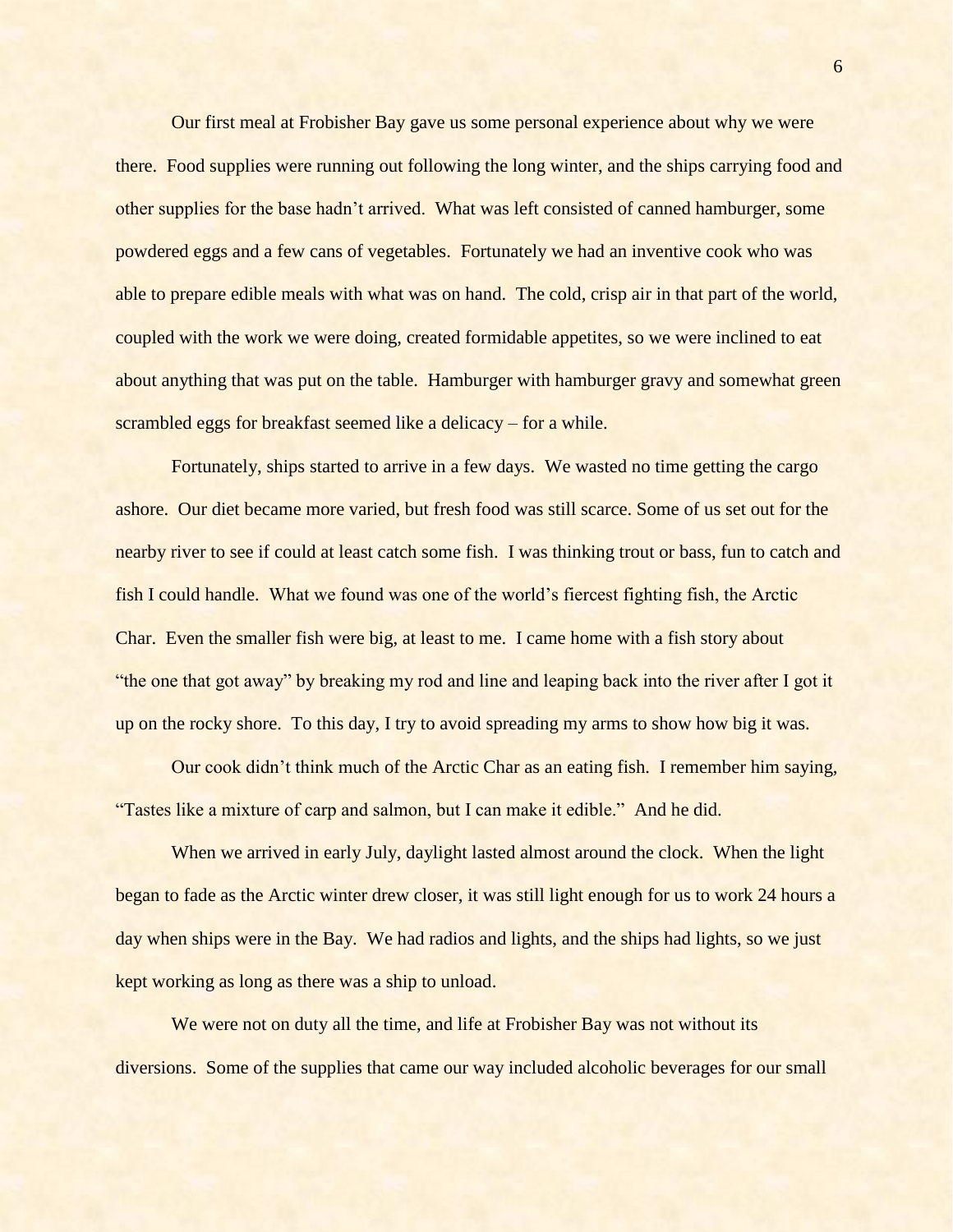Our first meal at Frobisher Bay gave us some personal experience about why we were there. Food supplies were running out following the long winter, and the ships carrying food and other supplies for the base hadn't arrived. What was left consisted of canned hamburger, some powdered eggs and a few cans of vegetables. Fortunately we had an inventive cook who was able to prepare edible meals with what was on hand. The cold, crisp air in that part of the world, coupled with the work we were doing, created formidable appetites, so we were inclined to eat about anything that was put on the table. Hamburger with hamburger gravy and somewhat green scrambled eggs for breakfast seemed like a delicacy – for a while.

Fortunately, ships started to arrive in a few days. We wasted no time getting the cargo ashore. Our diet became more varied, but fresh food was still scarce. Some of us set out for the nearby river to see if could at least catch some fish. I was thinking trout or bass, fun to catch and fish I could handle. What we found was one of the world's fiercest fighting fish, the Arctic Char. Even the smaller fish were big, at least to me. I came home with a fish story about "the one that got away" by breaking my rod and line and leaping back into the river after I got it up on the rocky shore. To this day, I try to avoid spreading my arms to show how big it was.

Our cook didn't think much of the Arctic Char as an eating fish. I remember him saying, "Tastes like a mixture of carp and salmon, but I can make it edible." And he did.

When we arrived in early July, daylight lasted almost around the clock. When the light began to fade as the Arctic winter drew closer, it was still light enough for us to work 24 hours a day when ships were in the Bay. We had radios and lights, and the ships had lights, so we just kept working as long as there was a ship to unload.

We were not on duty all the time, and life at Frobisher Bay was not without its diversions. Some of the supplies that came our way included alcoholic beverages for our small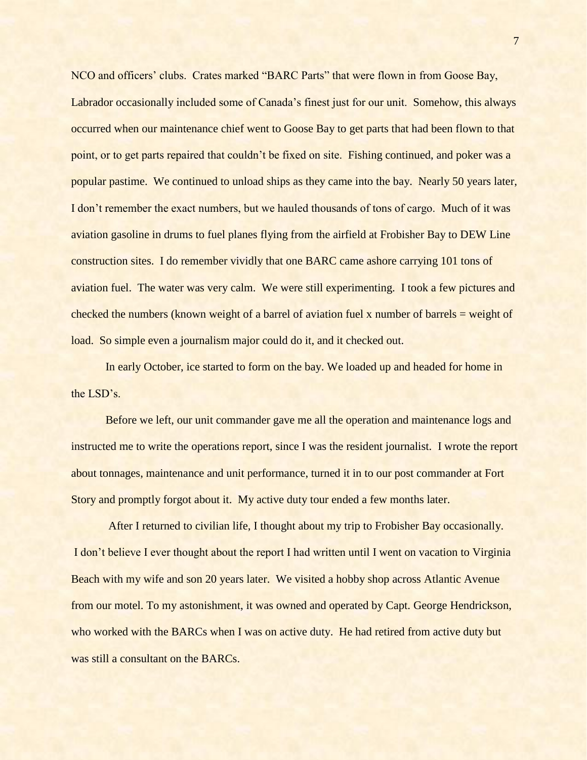NCO and officers' clubs. Crates marked "BARC Parts" that were flown in from Goose Bay, Labrador occasionally included some of Canada's finest just for our unit. Somehow, this always occurred when our maintenance chief went to Goose Bay to get parts that had been flown to that point, or to get parts repaired that couldn't be fixed on site. Fishing continued, and poker was a popular pastime. We continued to unload ships as they came into the bay. Nearly 50 years later, I don't remember the exact numbers, but we hauled thousands of tons of cargo. Much of it was aviation gasoline in drums to fuel planes flying from the airfield at Frobisher Bay to DEW Line construction sites. I do remember vividly that one BARC came ashore carrying 101 tons of aviation fuel. The water was very calm. We were still experimenting. I took a few pictures and checked the numbers (known weight of a barrel of aviation fuel x number of barrels = weight of load. So simple even a journalism major could do it, and it checked out.

In early October, ice started to form on the bay. We loaded up and headed for home in the LSD's.

Before we left, our unit commander gave me all the operation and maintenance logs and instructed me to write the operations report, since I was the resident journalist. I wrote the report about tonnages, maintenance and unit performance, turned it in to our post commander at Fort Story and promptly forgot about it. My active duty tour ended a few months later.

After I returned to civilian life, I thought about my trip to Frobisher Bay occasionally. I don't believe I ever thought about the report I had written until I went on vacation to Virginia Beach with my wife and son 20 years later. We visited a hobby shop across Atlantic Avenue from our motel. To my astonishment, it was owned and operated by Capt. George Hendrickson, who worked with the BARCs when I was on active duty. He had retired from active duty but was still a consultant on the BARCs.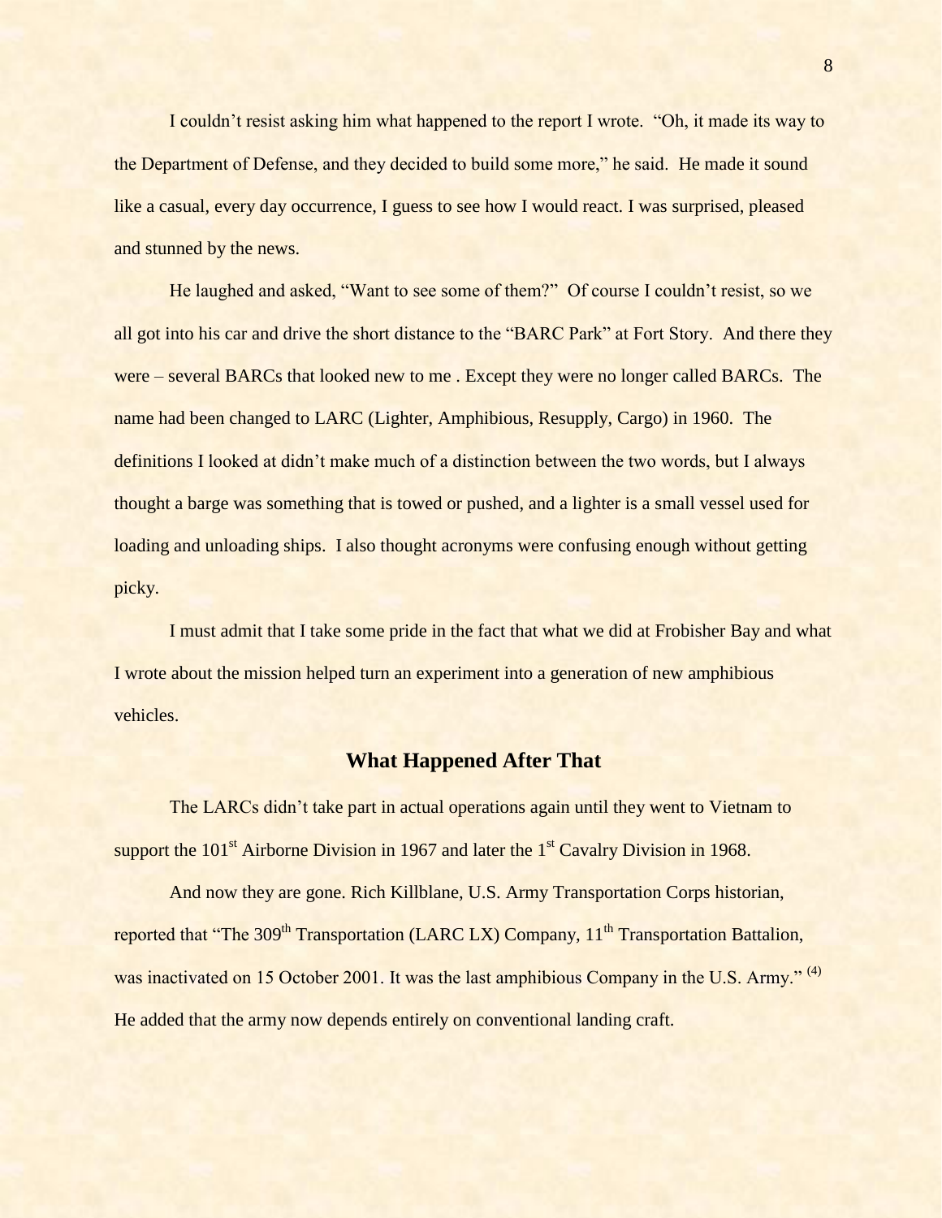I couldn't resist asking him what happened to the report I wrote. "Oh, it made its way to the Department of Defense, and they decided to build some more," he said. He made it sound like a casual, every day occurrence, I guess to see how I would react. I was surprised, pleased and stunned by the news.

He laughed and asked, "Want to see some of them?" Of course I couldn't resist, so we all got into his car and drive the short distance to the "BARC Park" at Fort Story. And there they were – several BARCs that looked new to me . Except they were no longer called BARCs. The name had been changed to LARC (Lighter, Amphibious, Resupply, Cargo) in 1960. The definitions I looked at didn't make much of a distinction between the two words, but I always thought a barge was something that is towed or pushed, and a lighter is a small vessel used for loading and unloading ships. I also thought acronyms were confusing enough without getting picky.

I must admit that I take some pride in the fact that what we did at Frobisher Bay and what I wrote about the mission helped turn an experiment into a generation of new amphibious vehicles.

## What Happened After That

The LARCs didn't take part in actual operations again until they went to Vietnam to support the 101st Airborne Division in 1967 and later the 1st Cavalry Division in 1968.

And now they are gone. Rich Killblane, U.S. Army Transportation Corps historian, reported that "The 309th Transportation (LARC LX) Company, 11th Transportation Battalion, was inactivated on 15 October 2001. It was the last amphibious Company in the U.S. Army." [4] He added that the army now depends entirely on conventional landing craft.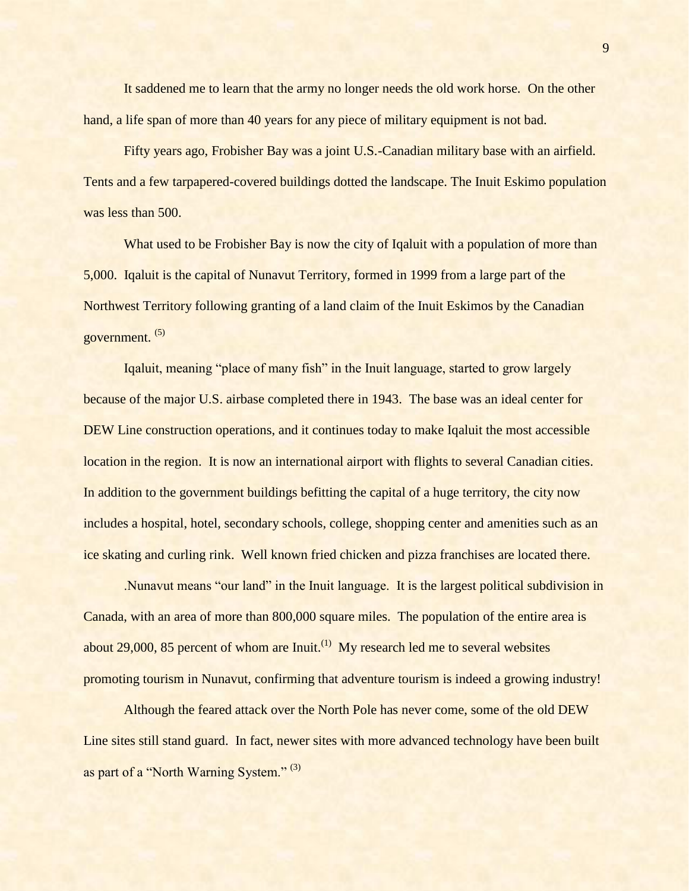It saddened me to learn that the army no longer needs the old work horse. On the other hand, a life span of more than 40 years for any piece of military equipment is not bad.

Fifty years ago, Frobisher Bay was a joint U.S.-Canadian military base with an airfield. Tents and a few tarpapered-covered buildings dotted the landscape. The Inuit Eskimo population was less than 500.

What used to be Frobisher Bay is now the city of Iqaluit with a population of more than 5,000. Iqaluit is the capital of Nunavut Territory, formed in 1999 from a large part of the Northwest Territory following granting of a land claim of the Inuit Eskimos by the Canadian government. [(5)]

Iqaluit, meaning "place of many fish" in the Inuit language, started to grow largely because of the major U.S. airbase completed there in 1943. The base was an ideal center for DEW Line construction operations, and it continues today to make Iqaluit the most accessible location in the region. It is now an international airport with flights to several Canadian cities. In addition to the government buildings befitting the capital of a huge territory, the city now includes a hospital, hotel, secondary schools, college, shopping center and amenities such as an ice skating and curling rink. Well known fried chicken and pizza franchises are located there.

.Nunavut means "our land" in the Inuit language. It is the largest political subdivision in Canada, with an area of more than 800,000 square miles. The population of the entire area is about 29,000, 85 percent of whom are Inuit.[(1)] My research led me to several websites promoting tourism in Nunavut, confirming that adventure tourism is indeed a growing industry!

Although the feared attack over the North Pole has never come, some of the old DEW Line sites still stand guard. In fact, newer sites with more advanced technology have been built as part of a "North Warning System." [(3)]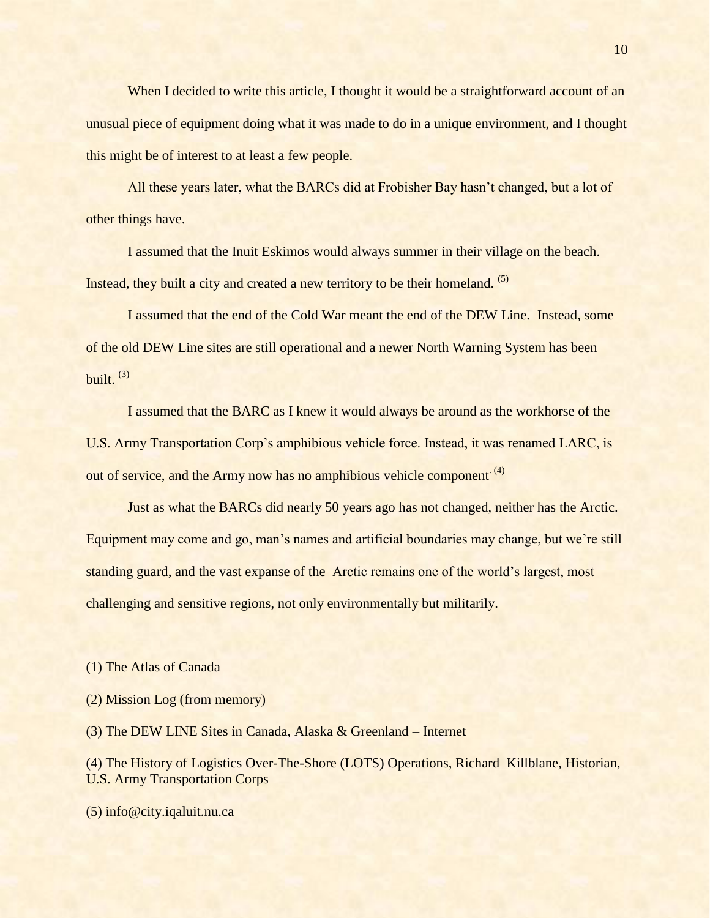When I decided to write this article, I thought it would be a straightforward account of an unusual piece of equipment doing what it was made to do in a unique environment, and I thought this might be of interest to at least a few people.

All these years later, what the BARCs did at Frobisher Bay hasn't changed, but a lot of other things have.

I assumed that the Inuit Eskimos would always summer in their village on the beach. Instead, they built a city and created a new territory to be their homeland. [(5)]

I assumed that the end of the Cold War meant the end of the DEW Line. Instead, some of the old DEW Line sites are still operational and a newer North Warning System has been built. [(3)]

I assumed that the BARC as I knew it would always be around as the workhorse of the U.S. Army Transportation Corp's amphibious vehicle force. Instead, it was renamed LARC, is out of service, and the Army now has no amphibious vehicle component. [(4)]

Just as what the BARCs did nearly 50 years ago has not changed, neither has the Arctic. Equipment may come and go, man's names and artificial boundaries may change, but we're still standing guard, and the vast expanse of the Arctic remains one of the world's largest, most challenging and sensitive regions, not only environmentally but militarily.

(1) The Atlas of Canada

(2) Mission Log (from memory)

(3) The DEW LINE Sites in Canada, Alaska & Greenland – Internet

(4) The History of Logistics Over-The-Shore (LOTS) Operations, Richard Killblane, Historian, U.S. Army Transportation Corps

(5) info@city.iqaluit.nu.ca